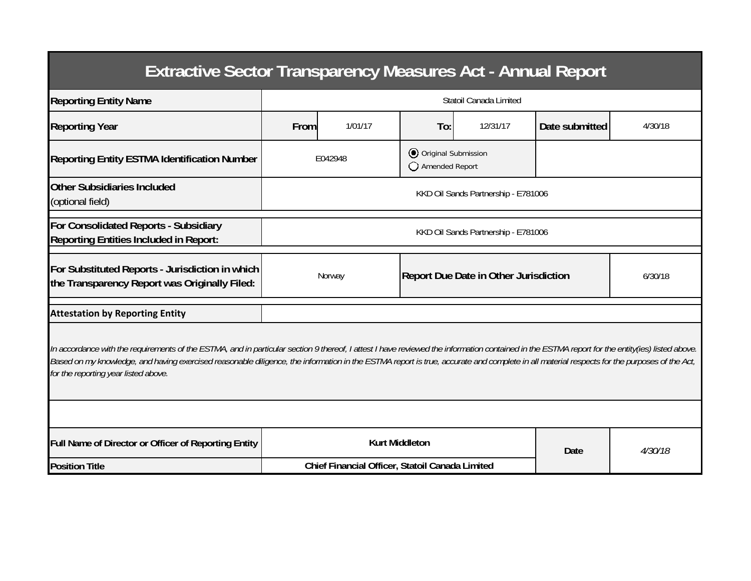# Extractive Sector Transparency Measures Act - Annual Report

| | | | | | | |
|---|---|---|---|---|---|---|
| **Reporting Entity Name** | Statoil Canada Limited | | | | | |
| **Reporting Year** | **From** | 1/01/17 | **To:** | 12/31/17 | **Date submitted** | 4/30/18 |
| **Reporting Entity ESTMA Identification Number** | E042948 | | (●) Original Submission ( ) Amended Report | | | |
| **Other Subsidiaries Included** (optional field) | KKD Oil Sands Partnership - E781006 | | | | | |
| **For Consolidated Reports - Subsidiary Reporting Entities Included in Report:** | KKD Oil Sands Partnership - E781006 | | | | | |
| **For Substituted Reports - Jurisdiction in which the Transparency Report was Originally Filed:** | Norway | | **Report Due Date in Other Jurisdiction** | | | 6/30/18 |

**Attestation by Reporting Entity**

*In accordance with the requirements of the ESTMA, and in particular section 9 thereof, I attest I have reviewed the information contained in the ESTMA report for the entity(ies) listed above. Based on my knowledge, and having exercised reasonable diligence, the information in the ESTMA report is true, accurate and complete in all material respects for the purposes of the Act, for the reporting year listed above.*

| | | | |
|---|---|---|---|
| **Full Name of Director or Officer of Reporting Entity** | **Kurt Middleton** | **Date** | *4/30/18* |
| **Position Title** | **Chief Financial Officer, Statoil Canada Limited** | | |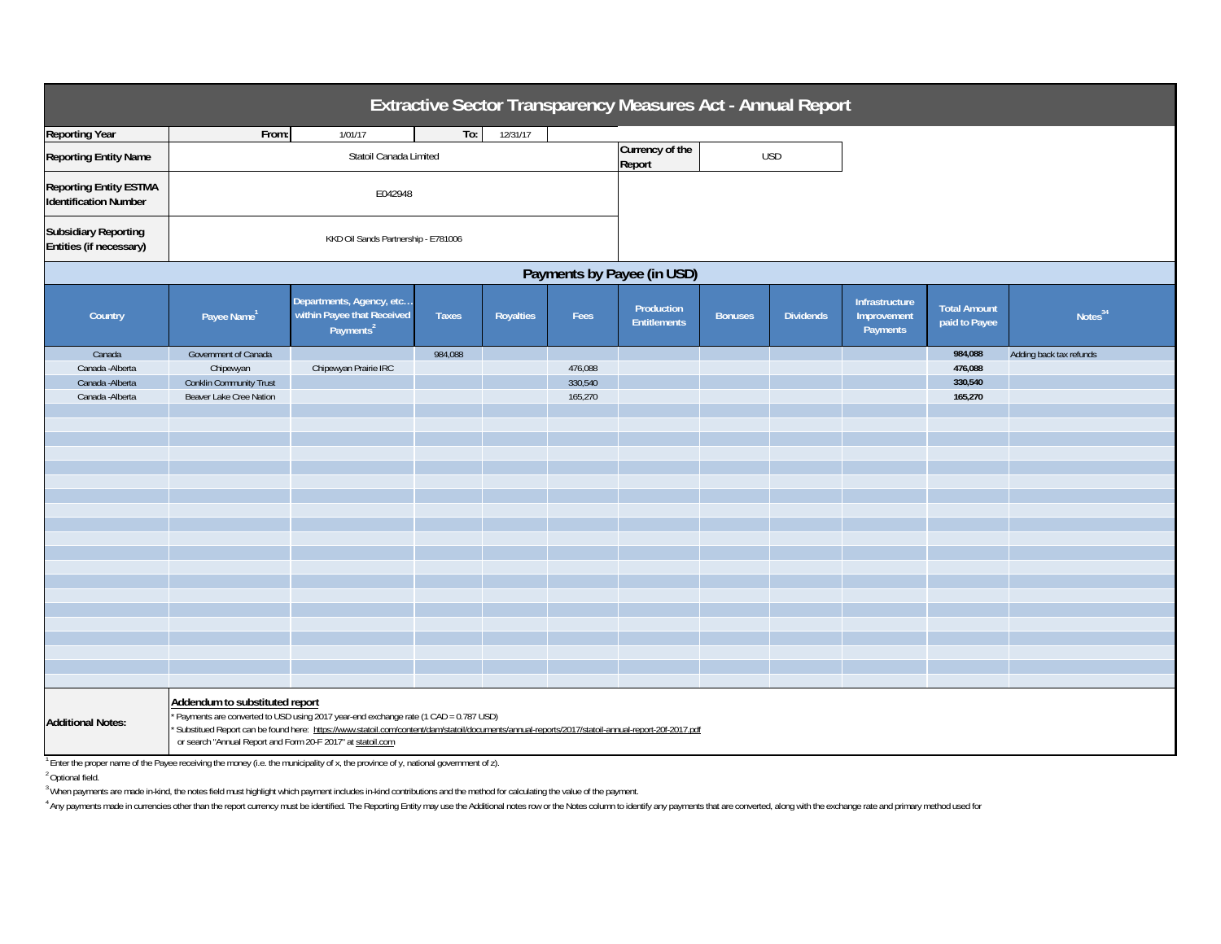# Extractive Sector Transparency Measures Act - Annual Report

| | | | | | |
|---|---|---|---|---|---|
| **Reporting Year** | From: | 1/01/17 | To: | 12/31/17 | |
| **Reporting Entity Name** | Statoil Canada Limited | | | Currency of the Report | USD |
| **Reporting Entity ESTMA Identification Number** | E042948 | | | | |
| **Subsidiary Reporting Entities (if necessary)** | KKD Oil Sands Partnership - E781006 | | | | |

## Payments by Payee (in USD)

| Country | Payee Name[1] | Departments, Agency, etc… within Payee that Received Payments[2] | Taxes | Royalties | Fees | Production Entitlements | Bonuses | Dividends | Infrastructure Improvement Payments | Total Amount paid to Payee | Notes[34] |
|---|---|---|---|---|---|---|---|---|---|---|---|
| Canada | Government of Canada | | 984,088 | | | | | | | **984,088** | Adding back tax refunds |
| Canada -Alberta | Chipewyan | Chipewyan Prairie IRC | | | 476,088 | | | | | **476,088** | |
| Canada -Alberta | Conklin Community Trust | | | | 330,540 | | | | | **330,540** | |
| Canada -Alberta | Beaver Lake Cree Nation | | | | 165,270 | | | | | **165,270** | |

**Additional Notes:**

**Addendum to substituted report**

* Payments are converted to USD using 2017 year-end exchange rate (1 CAD = 0.787 USD)
* Substitued Report can be found here: https://www.statoil.com/content/dam/statoil/documents/annual-reports/2017/statoil-annual-report-20f-2017.pdf
or search "Annual Report and Form 20-F 2017" at statoil.com

[1] Enter the proper name of the Payee receiving the money (i.e. the municipality of x, the province of y, national government of z).

[2] Optional field.

[3] When payments are made in-kind, the notes field must highlight which payment includes in-kind contributions and the method for calculating the value of the payment.

[4] Any payments made in currencies other than the report currency must be identified. The Reporting Entity may use the Additional notes row or the Notes column to identify any payments that are converted, along with the exchange rate and primary method used for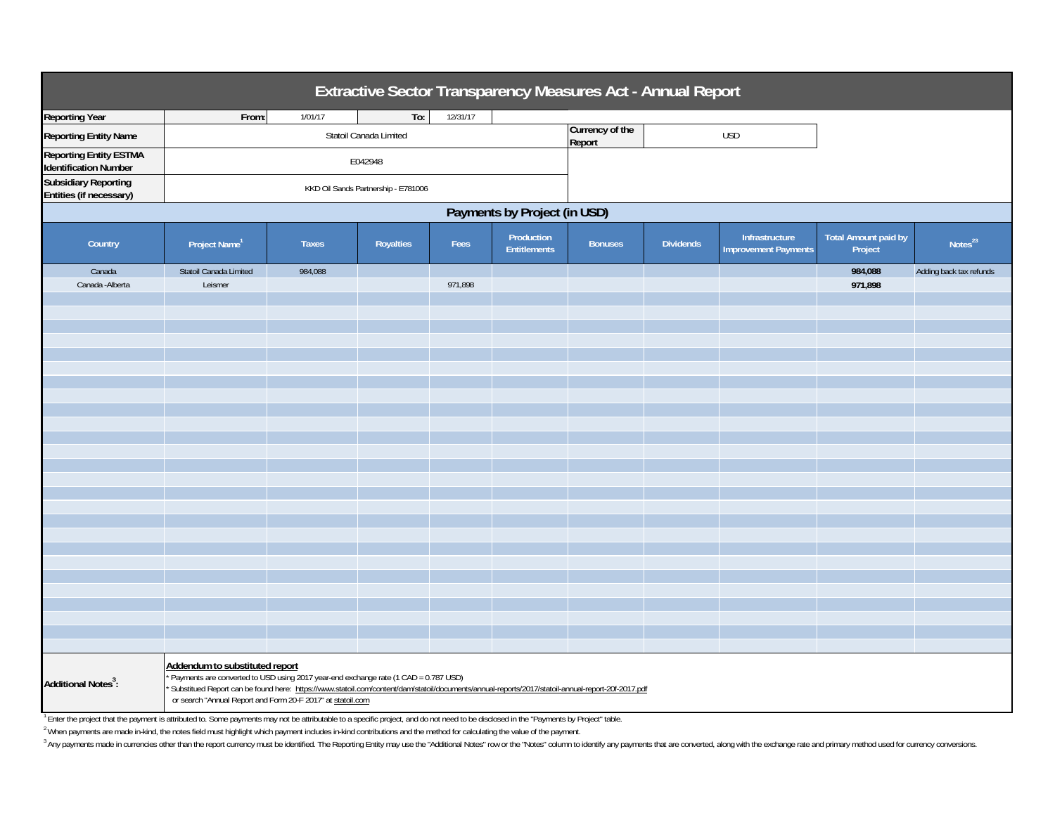# Extractive Sector Transparency Measures Act - Annual Report

| | | | | |
|---|---|---|---|---|
| **Reporting Year** | From: | 1/01/17 | To: | 12/31/17 |
| **Reporting Entity Name** | Statoil Canada Limited | | **Currency of the Report** | USD |
| **Reporting Entity ESTMA Identification Number** | E042948 | | | |
| **Subsidiary Reporting Entities (if necessary)** | KKD Oil Sands Partnership - E781006 | | | |

## Payments by Project (in USD)

| Country | Project Name[1] | Taxes | Royalties | Fees | Production Entitlements | Bonuses | Dividends | Infrastructure Improvement Payments | Total Amount paid by Project | Notes[23] |
|---|---|---|---|---|---|---|---|---|---|---|
| Canada | Statoil Canada Limited | 984,088 | | | | | | | **984,088** | Adding back tax refunds |
| Canada -Alberta | Leismer | | | 971,898 | | | | | **971,898** | |

**Additional Notes[3]:**

**Addendum to substituted report**

* Payments are converted to USD using 2017 year-end exchange rate (1 CAD = 0.787 USD)
* Substitued Report can be found here: https://www.statoil.com/content/dam/statoil/documents/annual-reports/2017/statoil-annual-report-20f-2017.pdf
or search "Annual Report and Form 20-F 2017" at statoil.com

[1] Enter the project that the payment is attributed to. Some payments may not be attributable to a specific project, and do not need to be disclosed in the "Payments by Project" table.

[2] When payments are made in-kind, the notes field must highlight which payment includes in-kind contributions and the method for calculating the value of the payment.

[3] Any payments made in currencies other than the report currency must be identified. The Reporting Entity may use the "Additional Notes" row or the "Notes" column to identify any payments that are converted, along with the exchange rate and primary method used for currency conversions.